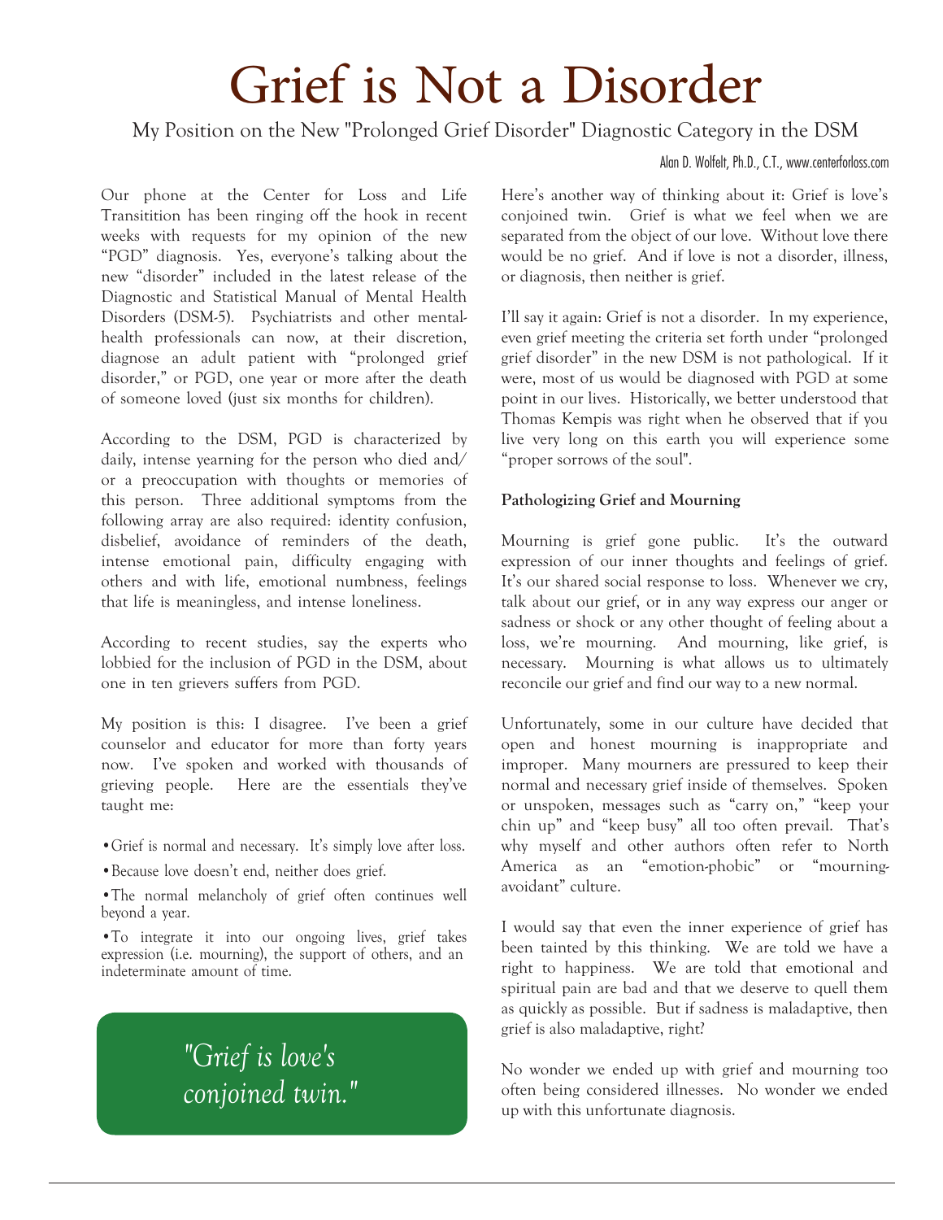# Grief is Not a Disorder

My Position on the New "Prolonged Grief Disorder" Diagnostic Category in the DSM

Alan D. Wolfelt, Ph.D., C.T., www.centerforloss.com

Our phone at the Center for Loss and Life Transitition has been ringing off the hook in recent weeks with requests for my opinion of the new "PGD" diagnosis. Yes, everyone's talking about the new "disorder" included in the latest release of the Diagnostic and Statistical Manual of Mental Health Disorders (DSM-5). Psychiatrists and other mental-health professionals can now, at their discretion, diagnose an adult patient with "prolonged grief disorder," or PGD, one year or more after the death of someone loved (just six months for children).

According to the DSM, PGD is characterized by daily, intense yearning for the person who died and/ or a preoccupation with thoughts or memories of this person. Three additional symptoms from the following array are also required: identity confusion, disbelief, avoidance of reminders of the death, intense emotional pain, difficulty engaging with others and with life, emotional numbness, feelings that life is meaningless, and intense loneliness.

According to recent studies, say the experts who lobbied for the inclusion of PGD in the DSM, about one in ten grievers suffers from PGD.

My position is this: I disagree. I've been a grief counselor and educator for more than forty years now. I've spoken and worked with thousands of grieving people. Here are the essentials they've taught me:

- Grief is normal and necessary. It's simply love after loss.
- Because love doesn't end, neither does grief.
- The normal melancholy of grief often continues well beyond a year.
- To integrate it into our ongoing lives, grief takes expression (i.e. mourning), the support of others, and an indeterminate amount of time.

> *"Grief is love's conjoined twin."*

Here's another way of thinking about it: Grief is love's conjoined twin. Grief is what we feel when we are separated from the object of our love. Without love there would be no grief. And if love is not a disorder, illness, or diagnosis, then neither is grief.

I'll say it again: Grief is not a disorder. In my experience, even grief meeting the criteria set forth under "prolonged grief disorder" in the new DSM is not pathological. If it were, most of us would be diagnosed with PGD at some point in our lives. Historically, we better understood that Thomas Kempis was right when he observed that if you live very long on this earth you will experience some "proper sorrows of the soul".

**Pathologizing Grief and Mourning**

Mourning is grief gone public. It's the outward expression of our inner thoughts and feelings of grief. It's our shared social response to loss. Whenever we cry, talk about our grief, or in any way express our anger or sadness or shock or any other thought of feeling about a loss, we're mourning. And mourning, like grief, is necessary. Mourning is what allows us to ultimately reconcile our grief and find our way to a new normal.

Unfortunately, some in our culture have decided that open and honest mourning is inappropriate and improper. Many mourners are pressured to keep their normal and necessary grief inside of themselves. Spoken or unspoken, messages such as "carry on," "keep your chin up" and "keep busy" all too often prevail. That's why myself and other authors often refer to North America as an "emotion-phobic" or "mourning-avoidant" culture.

I would say that even the inner experience of grief has been tainted by this thinking. We are told we have a right to happiness. We are told that emotional and spiritual pain are bad and that we deserve to quell them as quickly as possible. But if sadness is maladaptive, then grief is also maladaptive, right?

No wonder we ended up with grief and mourning too often being considered illnesses. No wonder we ended up with this unfortunate diagnosis.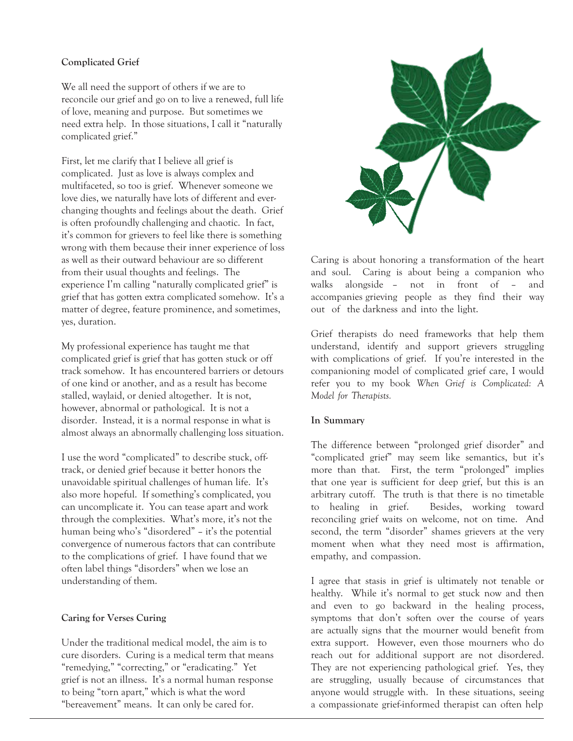**Complicated Grief**

We all need the support of others if we are to reconcile our grief and go on to live a renewed, full life of love, meaning and purpose. But sometimes we need extra help. In those situations, I call it "naturally complicated grief."

First, let me clarify that I believe all grief is complicated. Just as love is always complex and multifaceted, so too is grief. Whenever someone we love dies, we naturally have lots of different and ever-changing thoughts and feelings about the death. Grief is often profoundly challenging and chaotic. In fact, it's common for grievers to feel like there is something wrong with them because their inner experience of loss as well as their outward behaviour are so different from their usual thoughts and feelings. The experience I'm calling "naturally complicated grief" is grief that has gotten extra complicated somehow. It's a matter of degree, feature prominence, and sometimes, yes, duration.

My professional experience has taught me that complicated grief is grief that has gotten stuck or off track somehow. It has encountered barriers or detours of one kind or another, and as a result has become stalled, waylaid, or denied altogether. It is not, however, abnormal or pathological. It is not a disorder. Instead, it is a normal response in what is almost always an abnormally challenging loss situation.

I use the word "complicated" to describe stuck, off-track, or denied grief because it better honors the unavoidable spiritual challenges of human life. It's also more hopeful. If something's complicated, you can uncomplicate it. You can tease apart and work through the complexities. What's more, it's not the human being who's "disordered" – it's the potential convergence of numerous factors that can contribute to the complications of grief. I have found that we often label things "disorders" when we lose an understanding of them.

**Caring for Verses Curing**

Under the traditional medical model, the aim is to cure disorders. Curing is a medical term that means "remedying," "correcting," or "eradicating." Yet grief is not an illness. It's a normal human response to being "torn apart," which is what the word "bereavement" means. It can only be cared for.

Caring is about honoring a transformation of the heart and soul. Caring is about being a companion who walks alongside – not in front of – and accompanies grieving people as they find their way out of the darkness and into the light.

Grief therapists do need frameworks that help them understand, identify and support grievers struggling with complications of grief. If you're interested in the companioning model of complicated grief care, I would refer you to my book *When Grief is Complicated: A Model for Therapists.*

**In Summary**

The difference between "prolonged grief disorder" and "complicated grief" may seem like semantics, but it's more than that. First, the term "prolonged" implies that one year is sufficient for deep grief, but this is an arbitrary cutoff. The truth is that there is no timetable to healing in grief. Besides, working toward reconciling grief waits on welcome, not on time. And second, the term "disorder" shames grievers at the very moment when what they need most is affirmation, empathy, and compassion.

I agree that stasis in grief is ultimately not tenable or healthy. While it's normal to get stuck now and then and even to go backward in the healing process, symptoms that don't soften over the course of years are actually signs that the mourner would benefit from extra support. However, even those mourners who do reach out for additional support are not disordered. They are not experiencing pathological grief. Yes, they are struggling, usually because of circumstances that anyone would struggle with. In these situations, seeing a compassionate grief-informed therapist can often help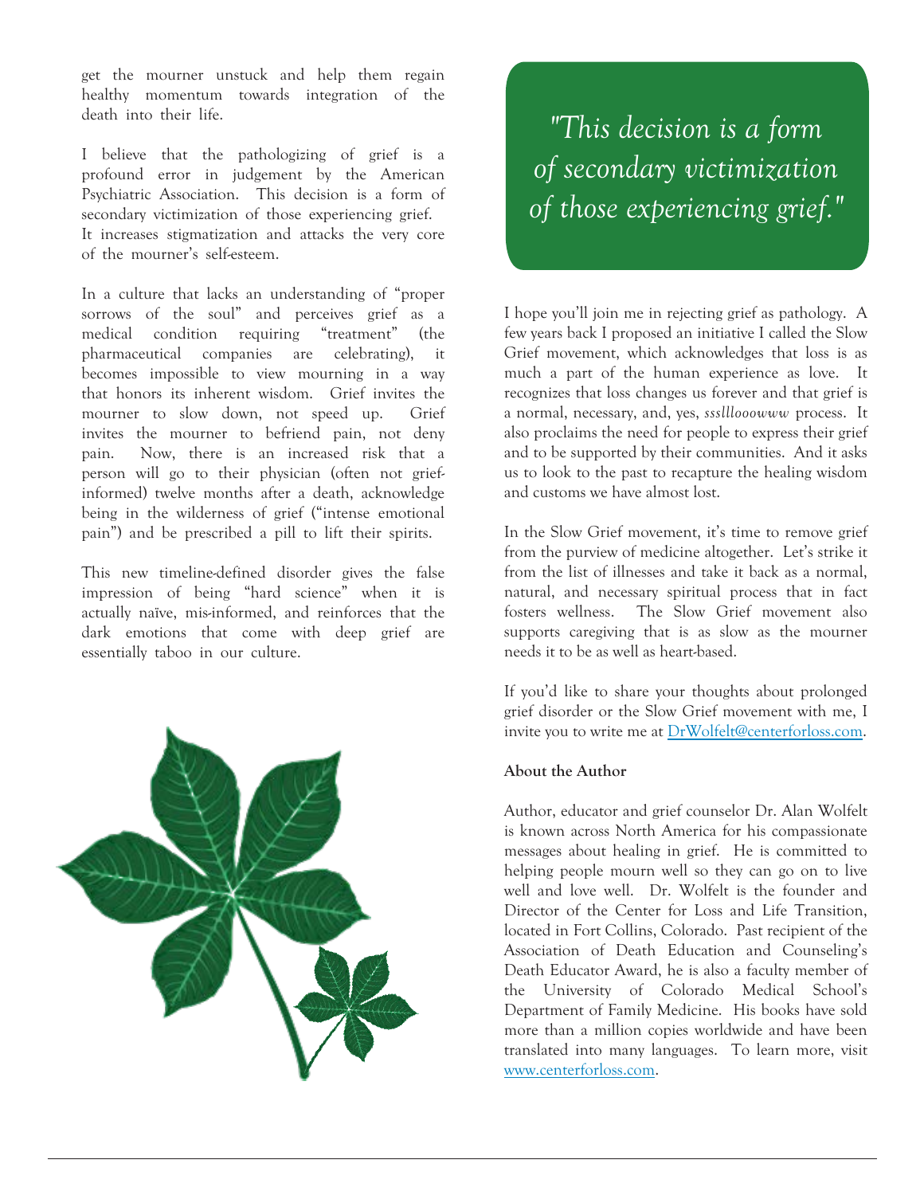get the mourner unstuck and help them regain healthy momentum towards integration of the death into their life.

I believe that the pathologizing of grief is a profound error in judgement by the American Psychiatric Association. This decision is a form of secondary victimization of those experiencing grief. It increases stigmatization and attacks the very core of the mourner's self-esteem.

In a culture that lacks an understanding of "proper sorrows of the soul" and perceives grief as a medical condition requiring "treatment" (the pharmaceutical companies are celebrating), it becomes impossible to view mourning in a way that honors its inherent wisdom. Grief invites the mourner to slow down, not speed up. Grief invites the mourner to befriend pain, not deny pain. Now, there is an increased risk that a person will go to their physician (often not grief-informed) twelve months after a death, acknowledge being in the wilderness of grief ("intense emotional pain") and be prescribed a pill to lift their spirits.

This new timeline-defined disorder gives the false impression of being "hard science" when it is actually naïve, mis-informed, and reinforces that the dark emotions that come with deep grief are essentially taboo in our culture.

*"This decision is a form of secondary victimization of those experiencing grief."*

I hope you'll join me in rejecting grief as pathology. A few years back I proposed an initiative I called the Slow Grief movement, which acknowledges that loss is as much a part of the human experience as love. It recognizes that loss changes us forever and that grief is a normal, necessary, and, yes, *sssllllooowww* process. It also proclaims the need for people to express their grief and to be supported by their communities. And it asks us to look to the past to recapture the healing wisdom and customs we have almost lost.

In the Slow Grief movement, it's time to remove grief from the purview of medicine altogether. Let's strike it from the list of illnesses and take it back as a normal, natural, and necessary spiritual process that in fact fosters wellness. The Slow Grief movement also supports caregiving that is as slow as the mourner needs it to be as well as heart-based.

If you'd like to share your thoughts about prolonged grief disorder or the Slow Grief movement with me, I invite you to write me at DrWolfelt@centerforloss.com.

**About the Author**

Author, educator and grief counselor Dr. Alan Wolfelt is known across North America for his compassionate messages about healing in grief. He is committed to helping people mourn well so they can go on to live well and love well. Dr. Wolfelt is the founder and Director of the Center for Loss and Life Transition, located in Fort Collins, Colorado. Past recipient of the Association of Death Education and Counseling's Death Educator Award, he is also a faculty member of the University of Colorado Medical School's Department of Family Medicine. His books have sold more than a million copies worldwide and have been translated into many languages. To learn more, visit www.centerforloss.com.